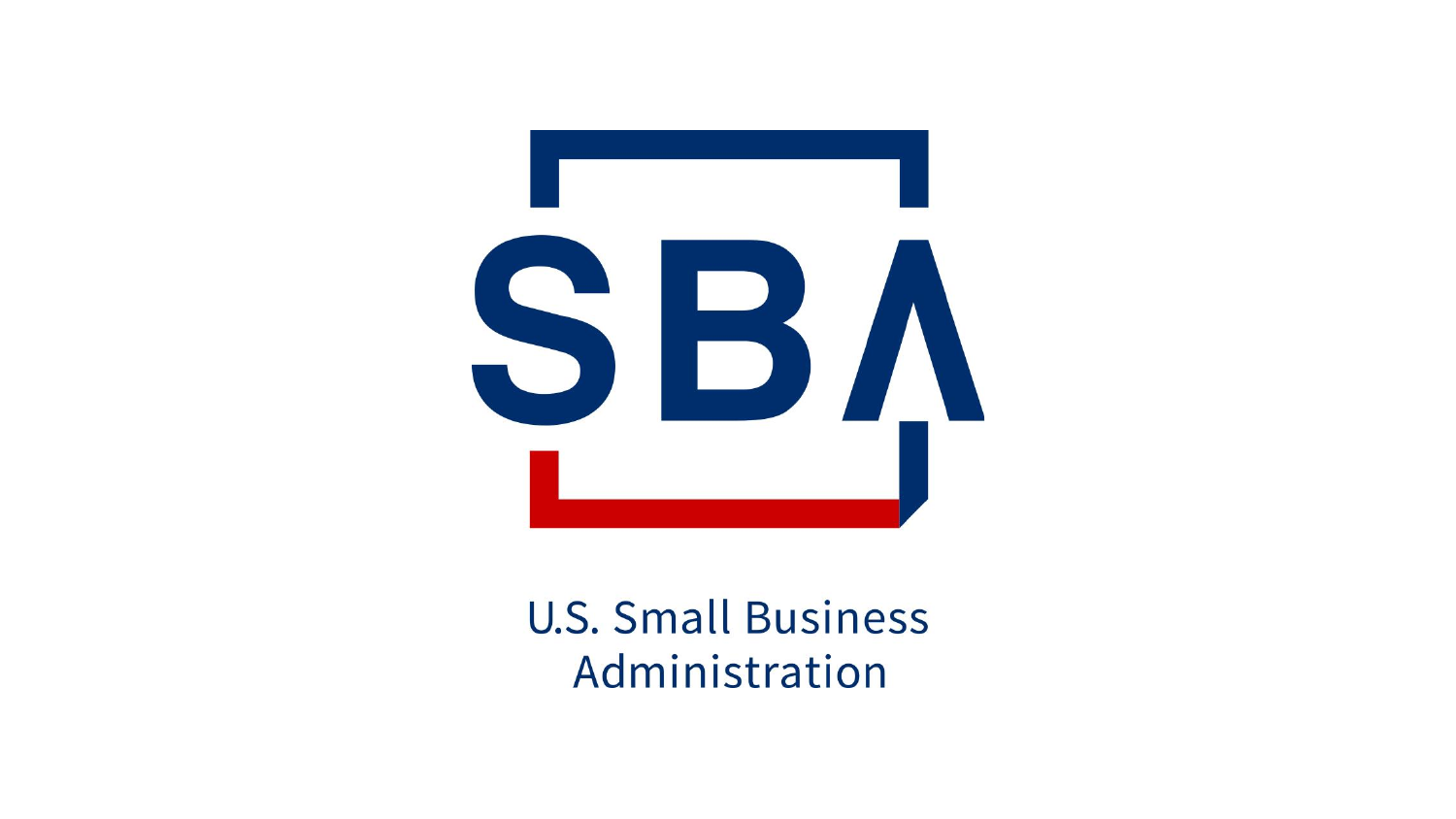SBA

U.S. Small Business Administration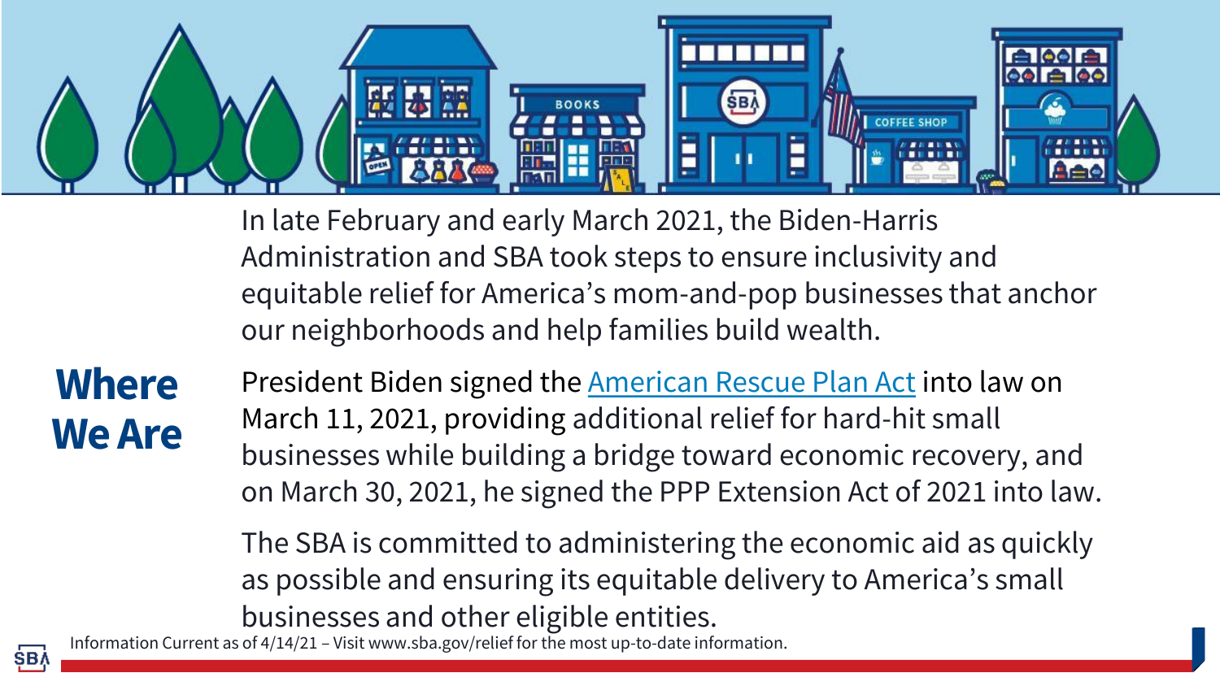## Where We Are

In late February and early March 2021, the Biden-Harris Administration and SBA took steps to ensure inclusivity and equitable relief for America's mom-and-pop businesses that anchor our neighborhoods and help families build wealth.

President Biden signed the American Rescue Plan Act into law on March 11, 2021, providing additional relief for hard-hit small businesses while building a bridge toward economic recovery, and on March 30, 2021, he signed the PPP Extension Act of 2021 into law.

The SBA is committed to administering the economic aid as quickly as possible and ensuring its equitable delivery to America's small businesses and other eligible entities.

Information Current as of 4/14/21 – Visit www.sba.gov/relief for the most up-to-date information.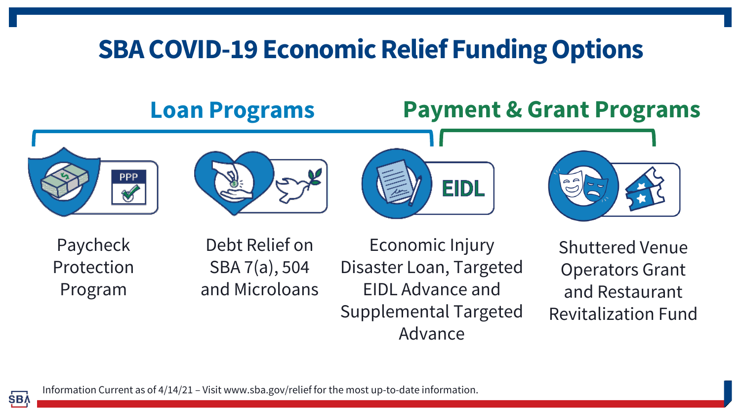# SBA COVID-19 Economic Relief Funding Options

## Loan Programs

- Paycheck Protection Program
- Debt Relief on SBA 7(a), 504 and Microloans
- Economic Injury Disaster Loan, Targeted EIDL Advance and Supplemental Targeted Advance

## Payment & Grant Programs

- Economic Injury Disaster Loan, Targeted EIDL Advance and Supplemental Targeted Advance
- Shuttered Venue Operators Grant and Restaurant Revitalization Fund

Information Current as of 4/14/21 – Visit www.sba.gov/relief for the most up-to-date information.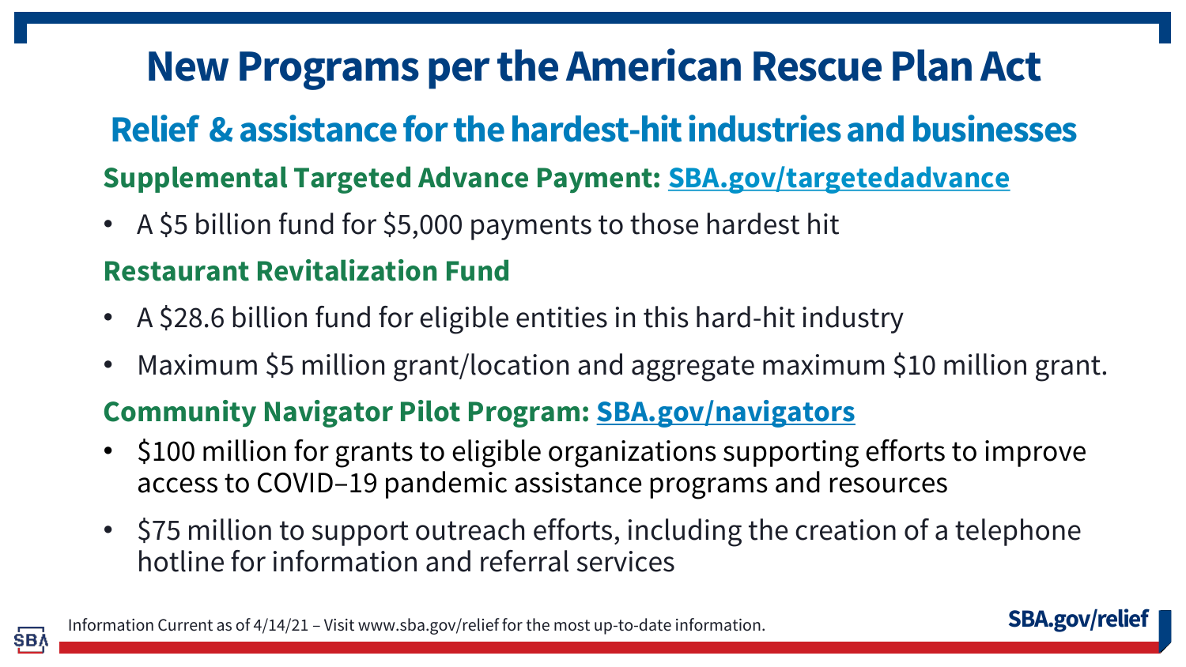# New Programs per the American Rescue Plan Act

## Relief & assistance for the hardest-hit industries and businesses

### Supplemental Targeted Advance Payment: SBA.gov/targetedadvance

- A $5 billion fund for $5,000 payments to those hardest hit

### Restaurant Revitalization Fund

- A $28.6 billion fund for eligible entities in this hard-hit industry
- Maximum $5 million grant/location and aggregate maximum $10 million grant.

### Community Navigator Pilot Program: SBA.gov/navigators

- $100 million for grants to eligible organizations supporting efforts to improve access to COVID–19 pandemic assistance programs and resources
- $75 million to support outreach efforts, including the creation of a telephone hotline for information and referral services

Information Current as of 4/14/21 – Visit www.sba.gov/relief for the most up-to-date information.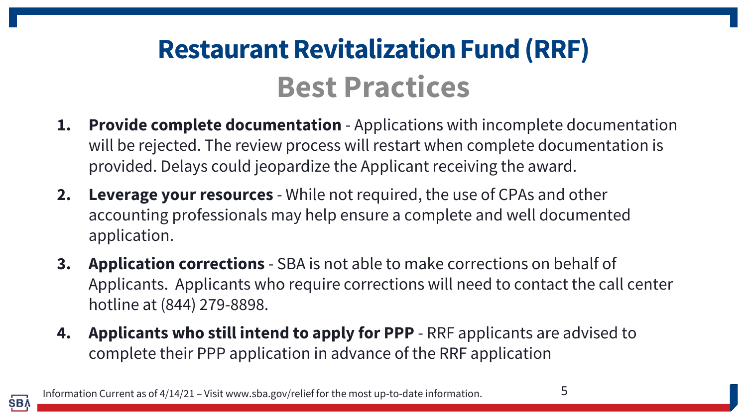# Restaurant Revitalization Fund (RRF)

## Best Practices

1. **Provide complete documentation** - Applications with incomplete documentation will be rejected. The review process will restart when complete documentation is provided. Delays could jeopardize the Applicant receiving the award.
2. **Leverage your resources** - While not required, the use of CPAs and other accounting professionals may help ensure a complete and well documented application.
3. **Application corrections** - SBA is not able to make corrections on behalf of Applicants. Applicants who require corrections will need to contact the call center hotline at (844) 279-8898.
4. **Applicants who still intend to apply for PPP** - RRF applicants are advised to complete their PPP application in advance of the RRF application

Information Current as of 4/14/21 – Visit www.sba.gov/relief for the most up-to-date information.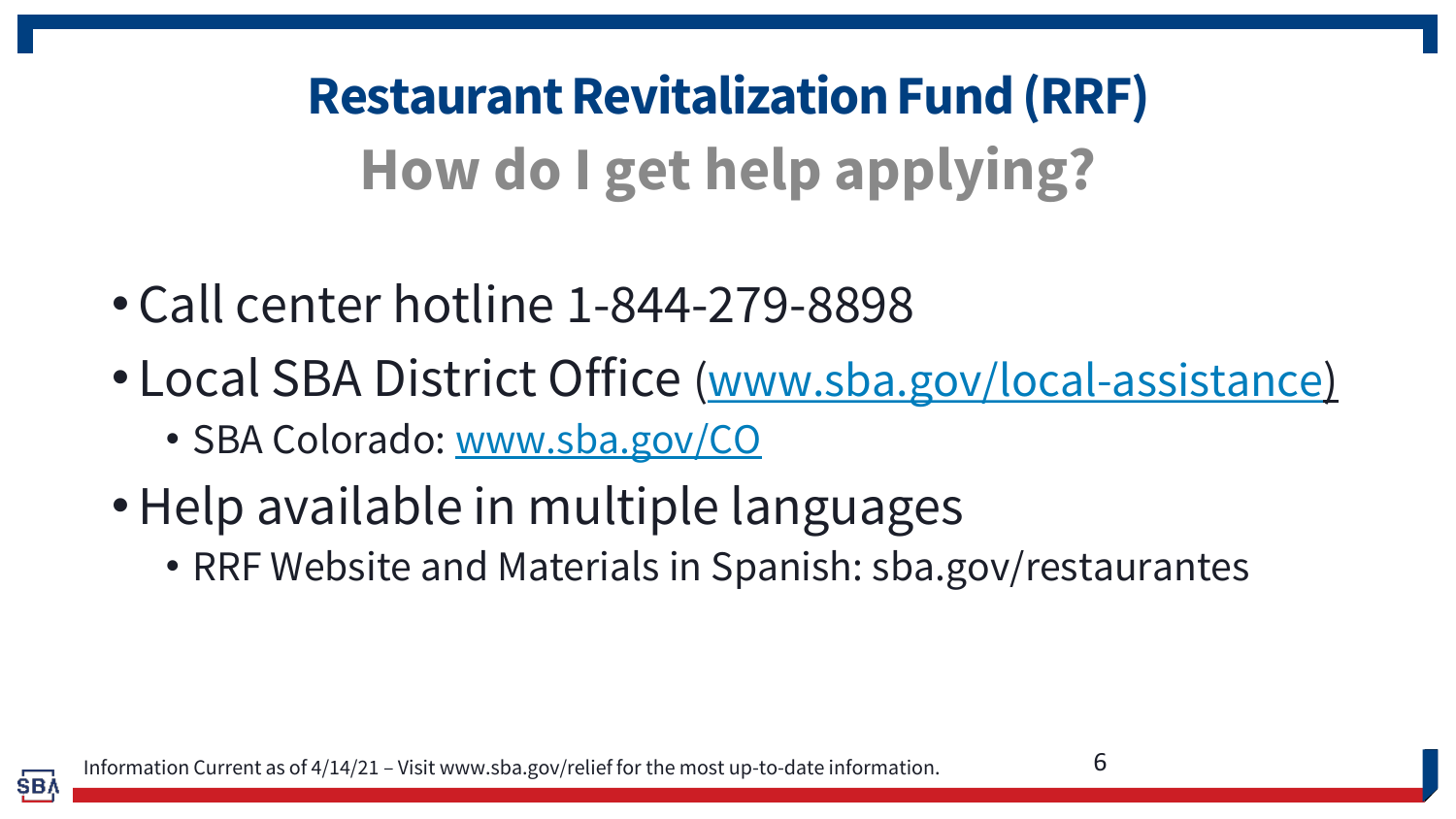# Restaurant Revitalization Fund (RRF)

## How do I get help applying?

- Call center hotline 1-844-279-8898
- Local SBA District Office (www.sba.gov/local-assistance)
  - SBA Colorado: www.sba.gov/CO
- Help available in multiple languages
  - RRF Website and Materials in Spanish: sba.gov/restaurantes

Information Current as of 4/14/21 – Visit www.sba.gov/relief for the most up-to-date information.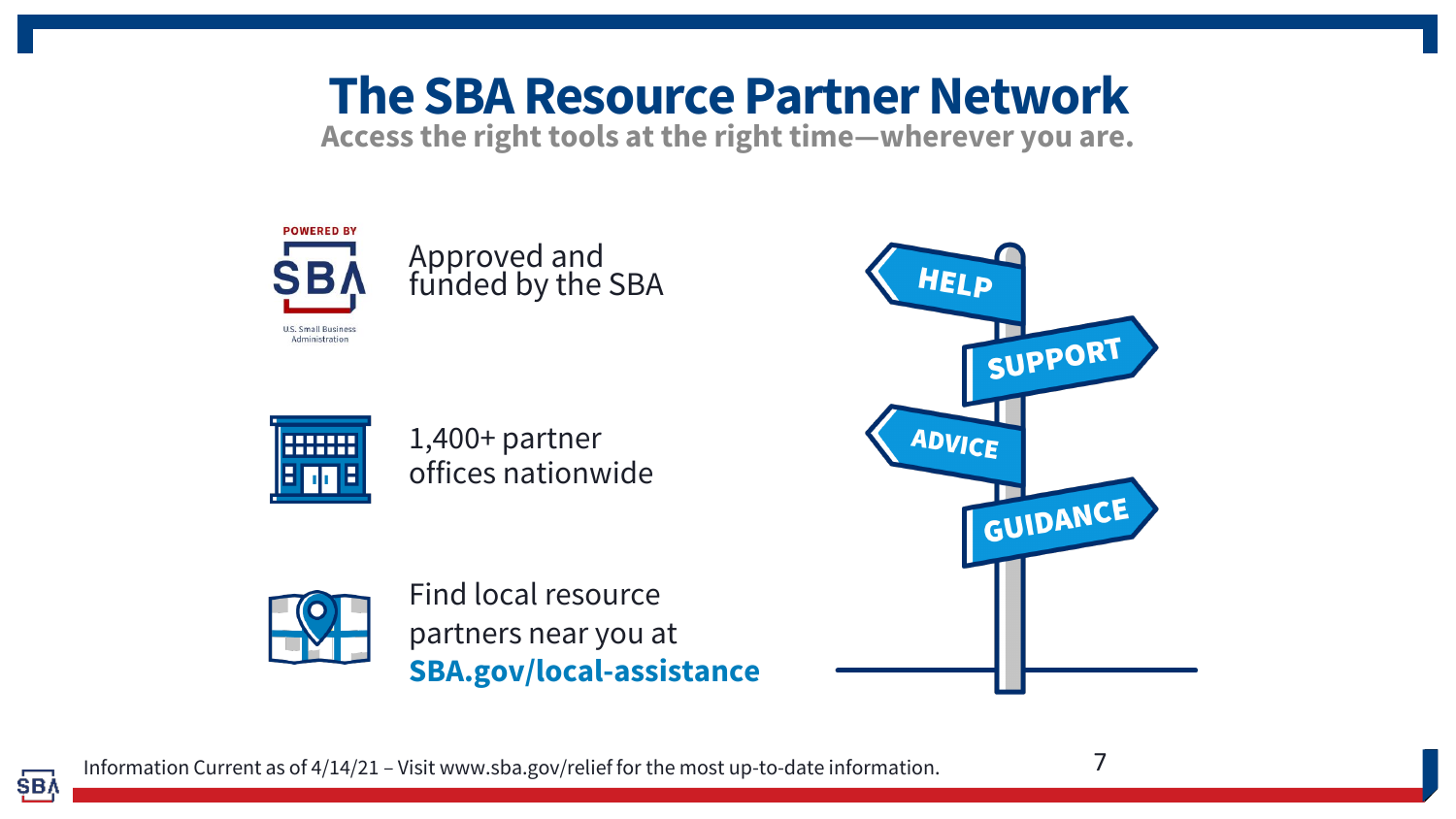# The SBA Resource Partner Network

**Access the right tools at the right time—wherever you are.**

- Approved and funded by the SBA
- 1,400+ partner offices nationwide
- Find local resource partners near you at **SBA.gov/local-assistance**

HELP

SUPPORT

ADVICE

GUIDANCE

Information Current as of 4/14/21 – Visit www.sba.gov/relief for the most up-to-date information.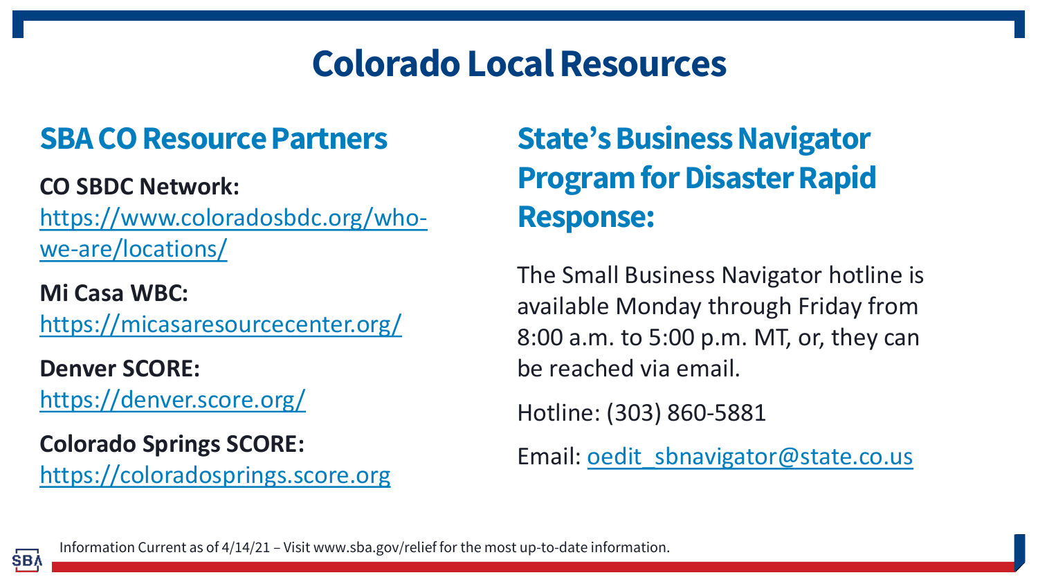# Colorado Local Resources

## SBA CO Resource Partners

**CO SBDC Network:**
https://www.coloradosbdc.org/who-we-are/locations/

**Mi Casa WBC:**
https://micasaresourcecenter.org/

**Denver SCORE:**
https://denver.score.org/

**Colorado Springs SCORE:**
https://coloradosprings.score.org

## State's Business Navigator Program for Disaster Rapid Response:

The Small Business Navigator hotline is available Monday through Friday from 8:00 a.m. to 5:00 p.m. MT, or, they can be reached via email.

Hotline: (303) 860-5881

Email: oedit_sbnavigator@state.co.us

Information Current as of 4/14/21 – Visit www.sba.gov/relief for the most up-to-date information.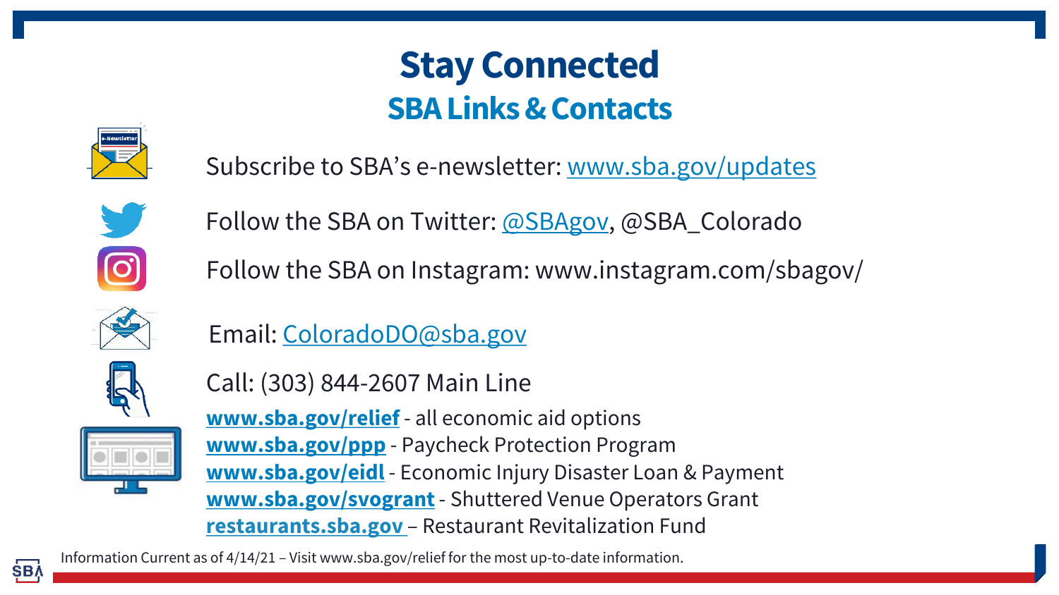# Stay Connected

## SBA Links & Contacts

Subscribe to SBA's e-newsletter: www.sba.gov/updates

Follow the SBA on Twitter: @SBAgov, @SBA_Colorado

Follow the SBA on Instagram: www.instagram.com/sbagov/

Email: ColoradoDO@sba.gov

Call: (303) 844-2607 Main Line

**www.sba.gov/relief** - all economic aid options
**www.sba.gov/ppp** - Paycheck Protection Program
**www.sba.gov/eidl** - Economic Injury Disaster Loan & Payment
**www.sba.gov/svogrant** - Shuttered Venue Operators Grant
**restaurants.sba.gov** – Restaurant Revitalization Fund

Information Current as of 4/14/21 – Visit www.sba.gov/relief for the most up-to-date information.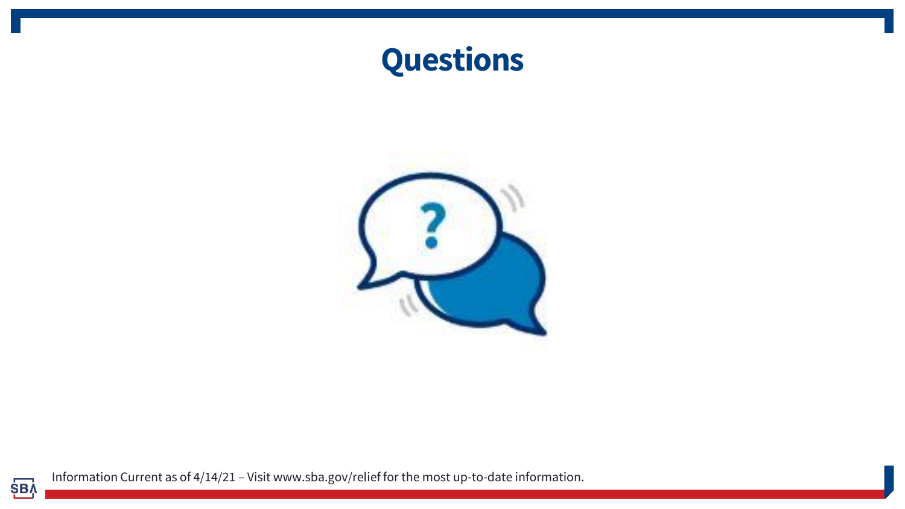# Questions

Information Current as of 4/14/21 – Visit www.sba.gov/relief for the most up-to-date information.